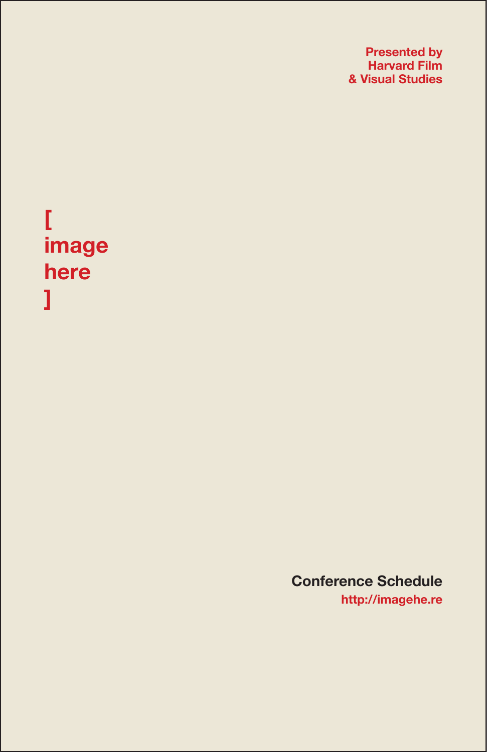Presented by
Harvard Film
& Visual Studies

# [ image here ]

## Conference Schedule

http://imagehe.re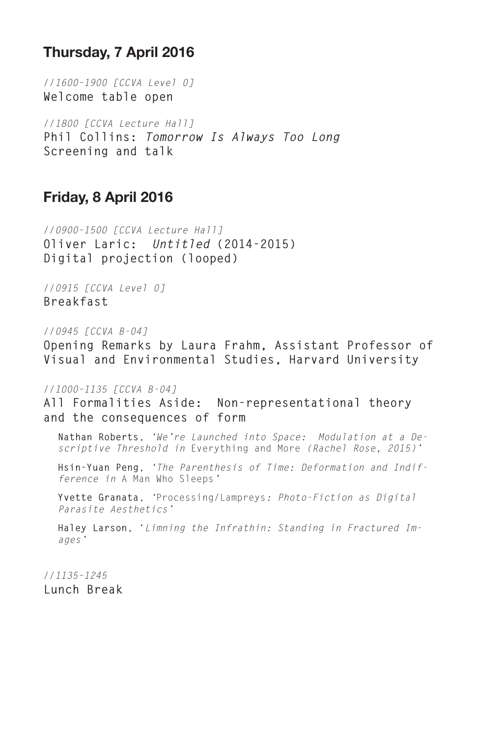## Thursday, 7 April 2016

*//1600-1900 [CCVA Level 0]*
**Welcome table open**

*//1800 [CCVA Lecture Hall]*
**Phil Collins: *Tomorrow Is Always Too Long***
**Screening and talk**

## Friday, 8 April 2016

*//0900-1500 [CCVA Lecture Hall]*
**Oliver Laric: *Untitled* (2014-2015)**
**Digital projection (looped)**

*//0915 [CCVA Level 0]*
**Breakfast**

*//0945 [CCVA B-04]*
**Opening Remarks by Laura Frahm, Assistant Professor of Visual and Environmental Studies, Harvard University**

*//1000-1135 [CCVA B-04]*
**All Formalities Aside: Non-representational theory and the consequences of form**

- **Nathan Roberts**, *'We're Launched into Space: Modulation at a Descriptive Threshold in* Everything and More *(Rachel Rose, 2015)'*
- **Hsin-Yuan Peng**, *'The Parenthesis of Time: Deformation and Indifference in* A Man Who Sleeps*'*
- **Yvette Granata**, 'Processing/Lampreys*: Photo-Fiction as Digital Parasite Aesthetics'*
- **Haley Larson**, '*Limning the Infrathin: Standing in Fractured Images'*

*//1135-1245*
**Lunch Break**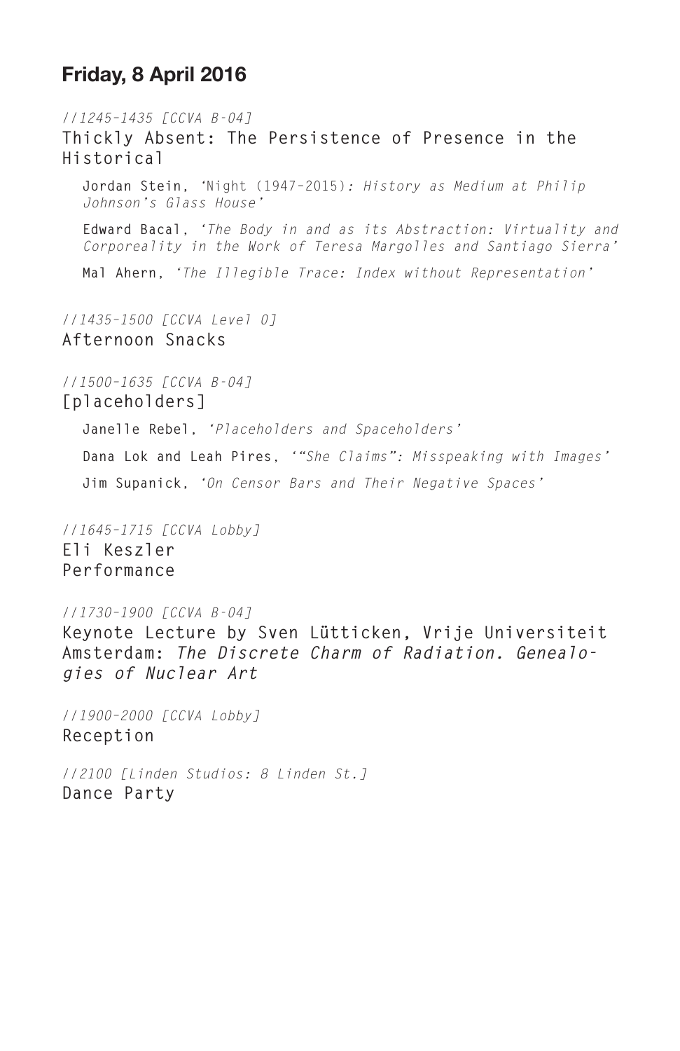## Friday, 8 April 2016

*//1245–1435 [CCVA B-04]*

**Thickly Absent: The Persistence of Presence in the Historical**

**Jordan Stein**, ‘Night (1947–2015)*: History as Medium at Philip Johnson’s Glass House’*

**Edward Bacal**, *‘The Body in and as its Abstraction: Virtuality and Corporeality in the Work of Teresa Margolles and Santiago Sierra’*

**Mal Ahern**, *‘The Illegible Trace: Index without Representation’*

*//1435–1500 [CCVA Level 0]*

**Afternoon Snacks**

*//1500–1635 [CCVA B-04]*

**[placeholders]**

**Janelle Rebel**, *‘Placeholders and Spaceholders’*

**Dana Lok and Leah Pires**, *‘“She Claims”: Misspeaking with Images’*

**Jim Supanick**, *‘On Censor Bars and Their Negative Spaces’*

*//1645–1715 [CCVA Lobby]*

**Eli Keszler**
**Performance**

*//1730–1900 [CCVA B-04]*

**Keynote Lecture by Sven Lütticken, Vrije Universiteit Amsterdam: *The Discrete Charm of Radiation. Genealogies of Nuclear Art***

*//1900–2000 [CCVA Lobby]*

**Reception**

*//2100 [Linden Studios: 8 Linden St.]*

**Dance Party**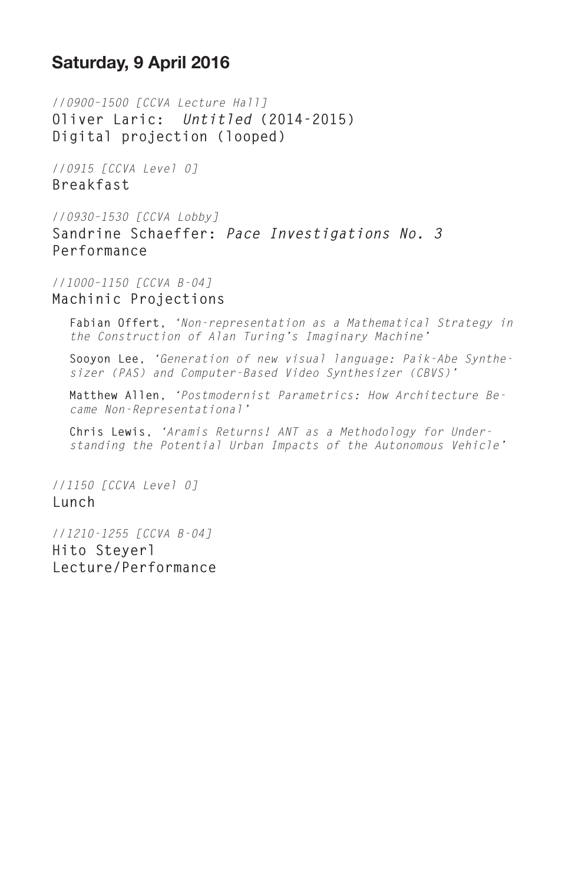## Saturday, 9 April 2016

*//0900–1500 [CCVA Lecture Hall]*
**Oliver Laric: *Untitled* (2014–2015)**
**Digital projection (looped)**

*//0915 [CCVA Level 0]*
**Breakfast**

*//0930–1530 [CCVA Lobby]*
**Sandrine Schaeffer: *Pace Investigations No. 3***
**Performance**

*//1000–1150 [CCVA B-04]*
**Machinic Projections**

- **Fabian Offert**, *'Non-representation as a Mathematical Strategy in the Construction of Alan Turing's Imaginary Machine'*
- **Sooyon Lee**, *'Generation of new visual language: Paik-Abe Synthesizer (PAS) and Computer-Based Video Synthesizer (CBVS)'*
- **Matthew Allen**, *'Postmodernist Parametrics: How Architecture Became Non-Representational'*
- **Chris Lewis**, *'Aramis Returns! ANT as a Methodology for Understanding the Potential Urban Impacts of the Autonomous Vehicle'*

*//1150 [CCVA Level 0]*
**Lunch**

*//1210–1255 [CCVA B-04]*
**Hito Steyerl**
**Lecture/Performance**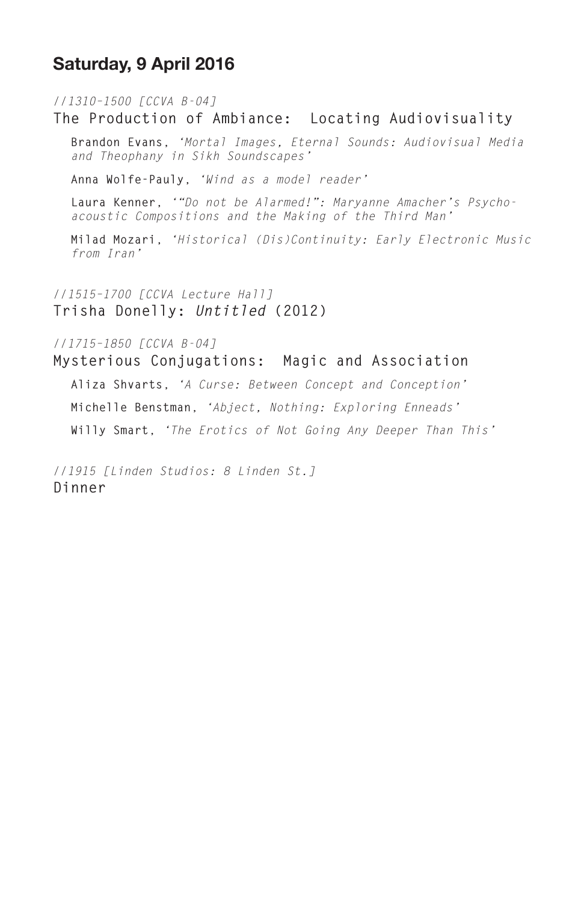## Saturday, 9 April 2016

*//1310–1500 [CCVA B-04]*

**The Production of Ambiance: Locating Audiovisuality**

**Brandon Evans**, *'Mortal Images, Eternal Sounds: Audiovisual Media and Theophany in Sikh Soundscapes'*

**Anna Wolfe-Pauly**, *'Wind as a model reader'*

**Laura Kenner**, *'"Do not be Alarmed!": Maryanne Amacher's Psycho-acoustic Compositions and the Making of the Third Man'*

**Milad Mozari**, *'Historical (Dis)Continuity: Early Electronic Music from Iran'*

*//1515–1700 [CCVA Lecture Hall]*

**Trisha Donelly: *Untitled* (2012)**

*//1715–1850 [CCVA B-04]*

**Mysterious Conjugations: Magic and Association**

**Aliza Shvarts**, *'A Curse: Between Concept and Conception'*

**Michelle Benstman**, *'Abject, Nothing: Exploring Enneads'*

**Willy Smart**, *'The Erotics of Not Going Any Deeper Than This'*

*//1915 [Linden Studios: 8 Linden St.]*

**Dinner**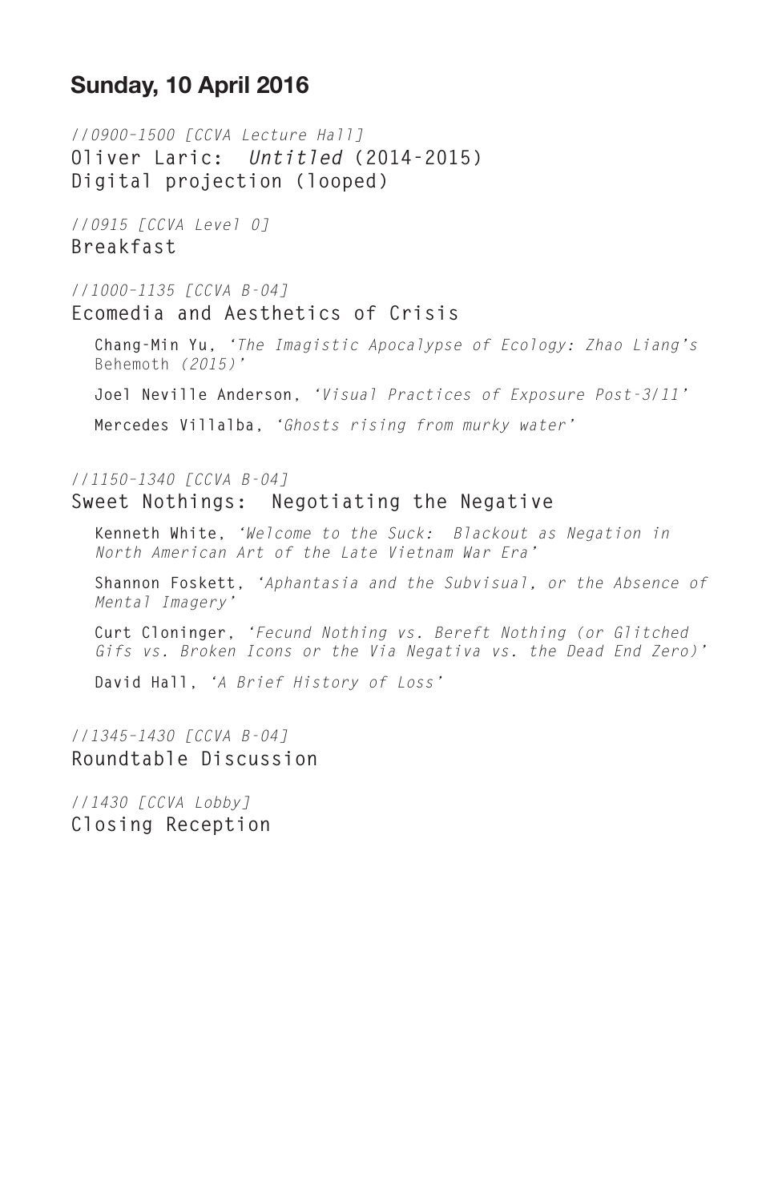## Sunday, 10 April 2016

*//0900-1500 [CCVA Lecture Hall]*
**Oliver Laric: *Untitled* (2014-2015)**
**Digital projection (looped)**

*//0915 [CCVA Level 0]*
**Breakfast**

*//1000-1135 [CCVA B-04]*
**Ecomedia and Aesthetics of Crisis**

**Chang-Min Yu**, *'The Imagistic Apocalypse of Ecology: Zhao Liang's* Behemoth *(2015)'*

**Joel Neville Anderson**, *'Visual Practices of Exposure Post-3/11'*

**Mercedes Villalba**, *'Ghosts rising from murky water'*

*//1150-1340 [CCVA B-04]*
**Sweet Nothings: Negotiating the Negative**

**Kenneth White**, *'Welcome to the Suck: Blackout as Negation in North American Art of the Late Vietnam War Era'*

**Shannon Foskett**, *'Aphantasia and the Subvisual, or the Absence of Mental Imagery'*

**Curt Cloninger**, *'Fecund Nothing vs. Bereft Nothing (or Glitched Gifs vs. Broken Icons or the Via Negativa vs. the Dead End Zero)'*

**David Hall**, *'A Brief History of Loss'*

*//1345-1430 [CCVA B-04]*
**Roundtable Discussion**

*//1430 [CCVA Lobby]*
**Closing Reception**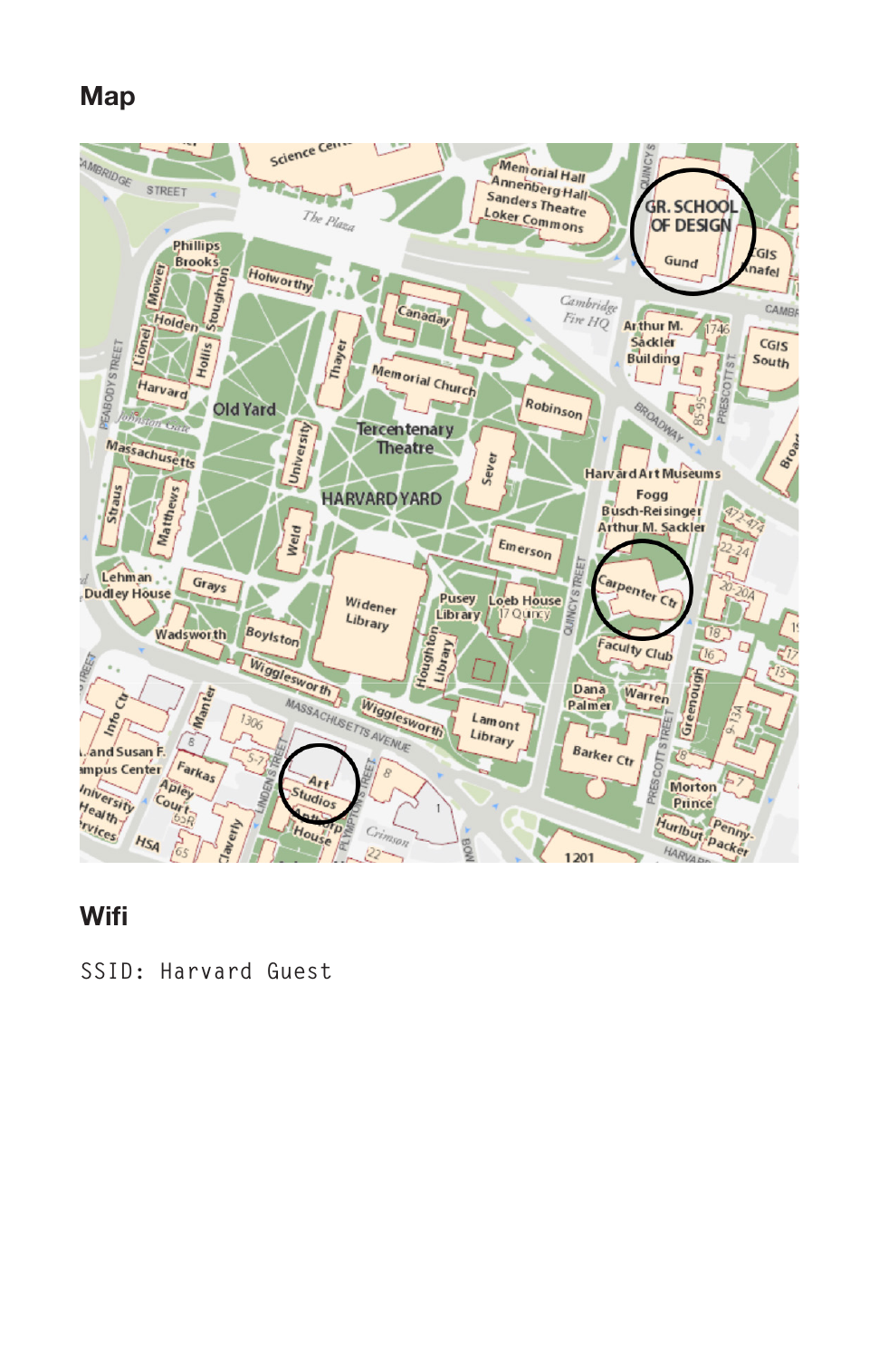## Map

## Wifi

```
SSID: Harvard Guest
```